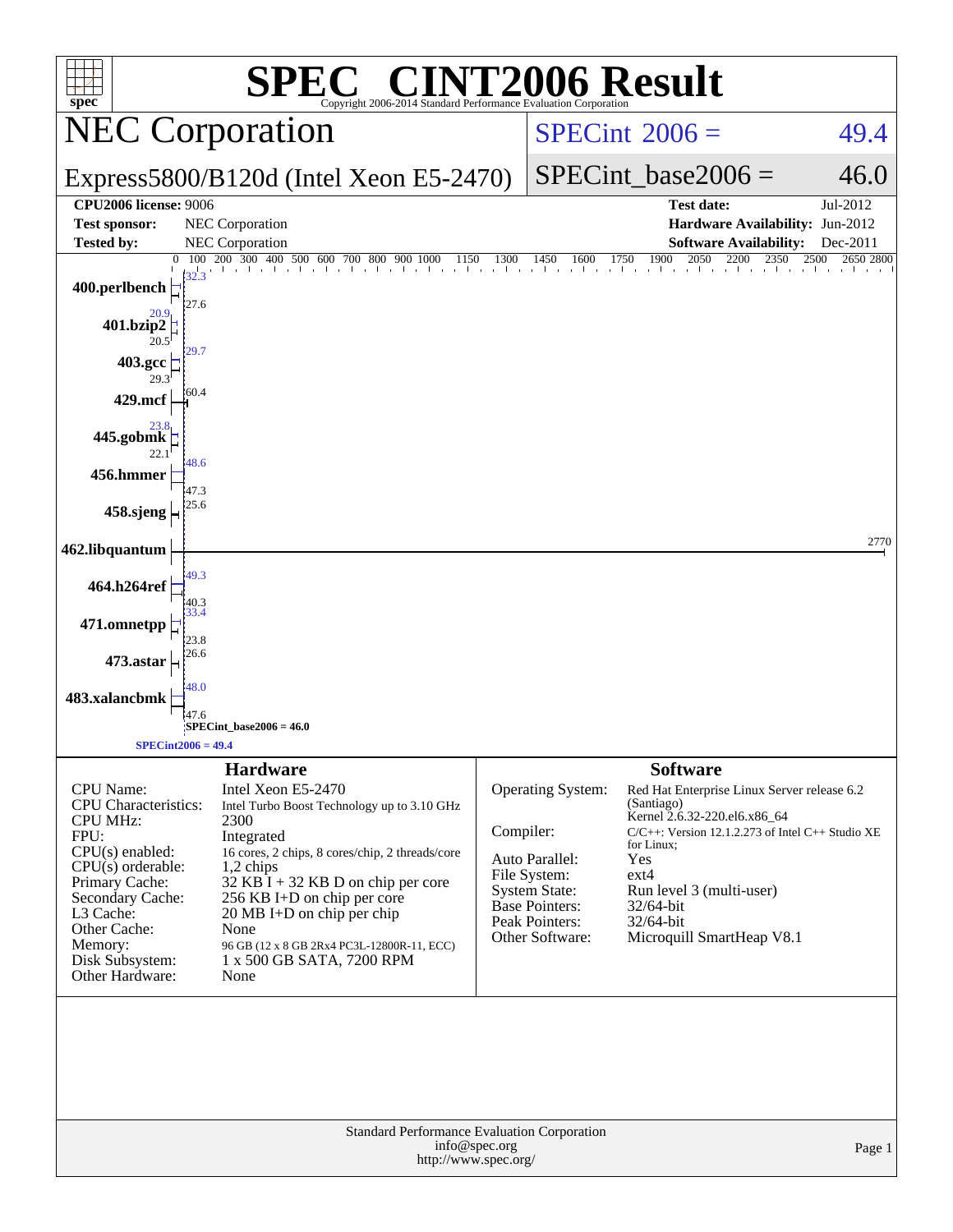# SPEC® CINT2006 Result

Copyright 2006-2014 Standard Performance Evaluation Corporation

## NEC Corporation

Express5800/B120d (Intel Xeon E5-2470)

SPECint_2006 = 49.4

SPECint_base2006 = 46.0

| | | | |
|---|---|---|---|
| **CPU2006 license:** 9006 | | **Test date:** | Jul-2012 |
| **Test sponsor:** | NEC Corporation | **Hardware Availability:** | Jun-2012 |
| **Tested by:** | NEC Corporation | **Software Availability:** | Dec-2011 |

| Benchmark | Peak | Base |
|---|---|---|
| 400.perlbench | 32.3 | 27.6 |
| 401.bzip2 | 20.9 | 20.5 |
| 403.gcc | 29.7 | 29.3 |
| 429.mcf | 60.4 | |
| 445.gobmk | 23.8 | 22.1 |
| 456.hmmer | 48.6 | 47.3 |
| 458.sjeng | 25.6 | |
| 462.libquantum | 2770 | |
| 464.h264ref | 49.3 | 40.3 |
| 471.omnetpp | 33.4 | 23.8 |
| 473.astar | 26.6 | |
| 483.xalancbmk | 48.0 | 47.6 |

SPECint_base2006 = 46.0

SPECint2006 = 49.4

### Hardware

| | |
|---|---|
| CPU Name: | Intel Xeon E5-2470 |
| CPU Characteristics: | Intel Turbo Boost Technology up to 3.10 GHz |
| CPU MHz: | 2300 |
| FPU: | Integrated |
| CPU(s) enabled: | 16 cores, 2 chips, 8 cores/chip, 2 threads/core |
| CPU(s) orderable: | 1,2 chips |
| Primary Cache: | 32 KB I + 32 KB D on chip per core |
| Secondary Cache: | 256 KB I+D on chip per core |
| L3 Cache: | 20 MB I+D on chip per chip |
| Other Cache: | None |
| Memory: | 96 GB (12 x 8 GB 2Rx4 PC3L-12800R-11, ECC) |
| Disk Subsystem: | 1 x 500 GB SATA, 7200 RPM |
| Other Hardware: | None |

### Software

| | |
|---|---|
| Operating System: | Red Hat Enterprise Linux Server release 6.2 (Santiago) Kernel 2.6.32-220.el6.x86_64 |
| Compiler: | C/C++: Version 12.1.2.273 of Intel C++ Studio XE for Linux; |
| Auto Parallel: | Yes |
| File System: | ext4 |
| System State: | Run level 3 (multi-user) |
| Base Pointers: | 32/64-bit |
| Peak Pointers: | 32/64-bit |
| Other Software: | Microquill SmartHeap V8.1 |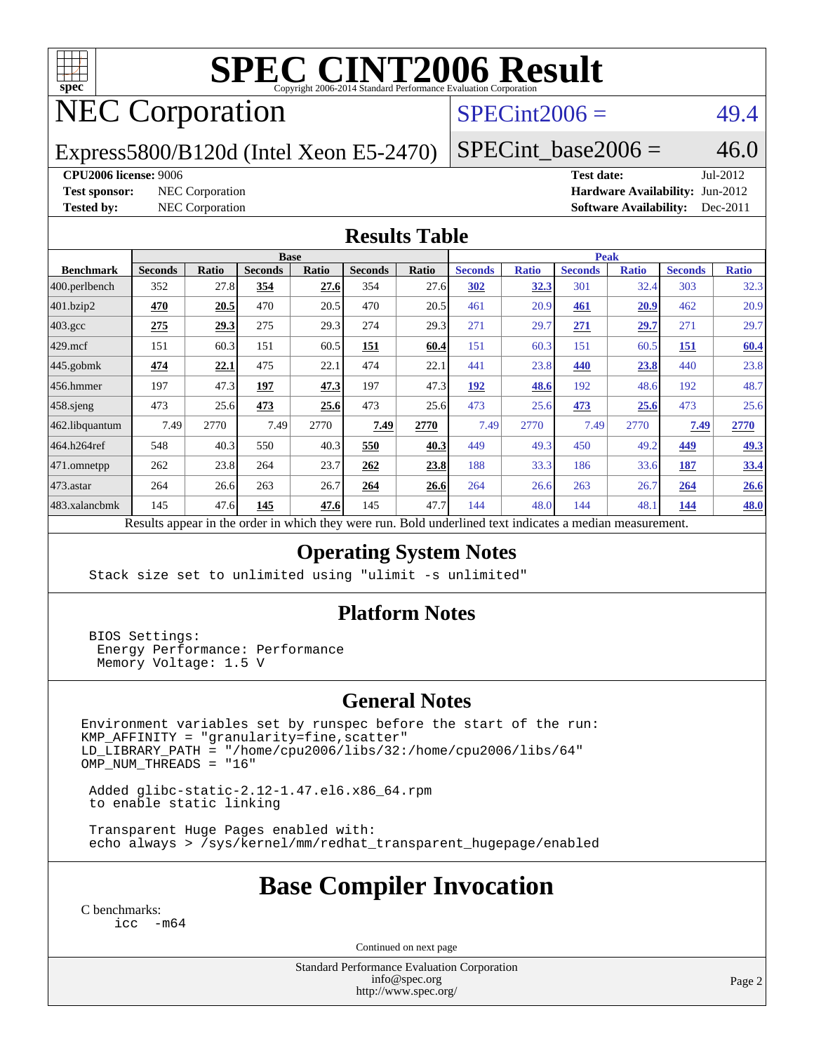# SPEC CINT2006 Result

Copyright 2006-2014 Standard Performance Evaluation Corporation

## NEC Corporation

**Express5800/B120d (Intel Xeon E5-2470)**

SPECint2006 = 49.4

SPECint_base2006 = 46.0

**CPU2006 license:** 9006

**Test sponsor:** NEC Corporation

**Tested by:** NEC Corporation

**Test date:** Jul-2012

**Hardware Availability:** Jun-2012

**Software Availability:** Dec-2011

## Results Table

| Benchmark | Base | | | | | | Peak | | | | | |
|---|---|---|---|---|---|---|---|---|---|---|---|---|
| | Seconds | Ratio | Seconds | Ratio | Seconds | Ratio | Seconds | Ratio | Seconds | Ratio | Seconds | Ratio |
| 400.perlbench | 352 | 27.8 | **354** | **27.6** | 354 | 27.6 | **302** | **32.3** | 301 | 32.4 | 303 | 32.3 |
| 401.bzip2 | **470** | **20.5** | 470 | 20.5 | 470 | 20.5 | 461 | 20.9 | **461** | **20.9** | 462 | 20.9 |
| 403.gcc | **275** | **29.3** | 275 | 29.3 | 274 | 29.3 | 271 | 29.7 | **271** | **29.7** | 271 | 29.7 |
| 429.mcf | 151 | 60.3 | 151 | 60.5 | **151** | **60.4** | 151 | 60.3 | 151 | 60.5 | **151** | **60.4** |
| 445.gobmk | **474** | **22.1** | 475 | 22.1 | 474 | 22.1 | 441 | 23.8 | **440** | **23.8** | 440 | 23.8 |
| 456.hmmer | 197 | 47.3 | **197** | **47.3** | 197 | 47.3 | **192** | **48.6** | 192 | 48.6 | 192 | 48.7 |
| 458.sjeng | 473 | 25.6 | **473** | **25.6** | 473 | 25.6 | 473 | 25.6 | **473** | **25.6** | 473 | 25.6 |
| 462.libquantum | 7.49 | 2770 | 7.49 | 2770 | **7.49** | **2770** | 7.49 | 2770 | 7.49 | 2770 | **7.49** | **2770** |
| 464.h264ref | 548 | 40.3 | 550 | 40.3 | **550** | **40.3** | 449 | 49.3 | 450 | 49.2 | **449** | **49.3** |
| 471.omnetpp | 262 | 23.8 | 264 | 23.7 | **262** | **23.8** | 188 | 33.3 | 186 | 33.6 | **187** | **33.4** |
| 473.astar | 264 | 26.6 | 263 | 26.7 | **264** | **26.6** | 264 | 26.6 | 263 | 26.7 | **264** | **26.6** |
| 483.xalancbmk | 145 | 47.6 | **145** | **47.6** | 145 | 47.7 | 144 | 48.0 | 144 | 48.1 | **144** | **48.0** |

Results appear in the order in which they were run. Bold underlined text indicates a median measurement.

## Operating System Notes

```
Stack size set to unlimited using "ulimit -s unlimited"
```

## Platform Notes

```
BIOS Settings:
 Energy Performance: Performance
 Memory Voltage: 1.5 V
```

## General Notes

```
Environment variables set by runspec before the start of the run:
KMP_AFFINITY = "granularity=fine,scatter"
LD_LIBRARY_PATH = "/home/cpu2006/libs/32:/home/cpu2006/libs/64"
OMP_NUM_THREADS = "16"

 Added glibc-static-2.12-1.47.el6.x86_64.rpm
 to enable static linking

 Transparent Huge Pages enabled with:
 echo always > /sys/kernel/mm/redhat_transparent_hugepage/enabled
```

## Base Compiler Invocation

C benchmarks:

```
icc -m64
```

Continued on next page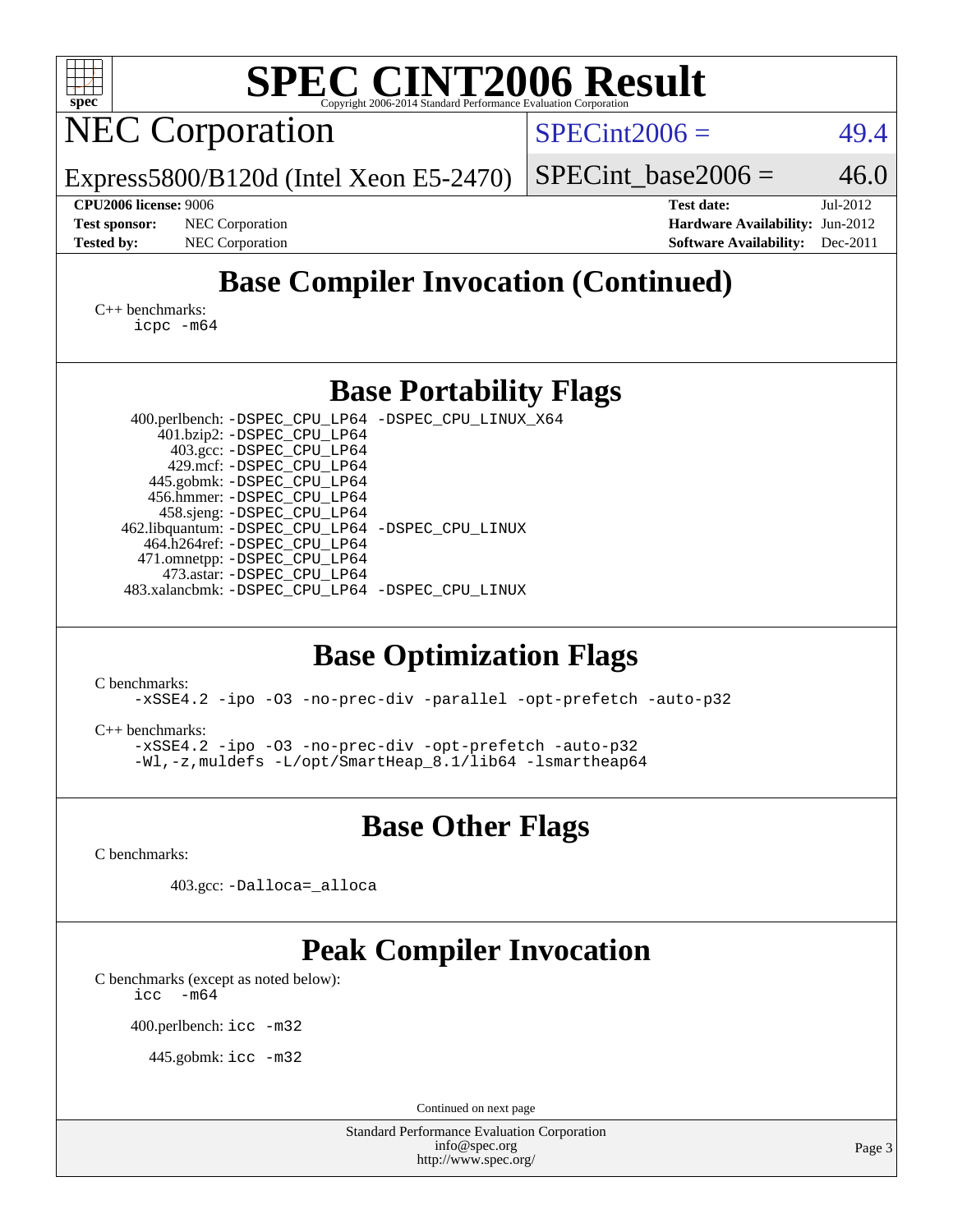# SPEC CINT2006 Result

## NEC Corporation

Express5800/B120d (Intel Xeon E5-2470)

SPECint2006 = 49.4

SPECint_base2006 = 46.0

**CPU2006 license:** 9006
**Test sponsor:** NEC Corporation
**Tested by:** NEC Corporation

**Test date:** Jul-2012
**Hardware Availability:** Jun-2012
**Software Availability:** Dec-2011

## Base Compiler Invocation (Continued)

C++ benchmarks:
```
icpc -m64
```

## Base Portability Flags

| Benchmark | Flags |
|---|---|
| 400.perlbench: | -DSPEC_CPU_LP64 -DSPEC_CPU_LINUX_X64 |
| 401.bzip2: | -DSPEC_CPU_LP64 |
| 403.gcc: | -DSPEC_CPU_LP64 |
| 429.mcf: | -DSPEC_CPU_LP64 |
| 445.gobmk: | -DSPEC_CPU_LP64 |
| 456.hmmer: | -DSPEC_CPU_LP64 |
| 458.sjeng: | -DSPEC_CPU_LP64 |
| 462.libquantum: | -DSPEC_CPU_LP64 -DSPEC_CPU_LINUX |
| 464.h264ref: | -DSPEC_CPU_LP64 |
| 471.omnetpp: | -DSPEC_CPU_LP64 |
| 473.astar: | -DSPEC_CPU_LP64 |
| 483.xalancbmk: | -DSPEC_CPU_LP64 -DSPEC_CPU_LINUX |

## Base Optimization Flags

C benchmarks:
```
-xSSE4.2 -ipo -O3 -no-prec-div -parallel -opt-prefetch -auto-p32
```

C++ benchmarks:
```
-xSSE4.2 -ipo -O3 -no-prec-div -opt-prefetch -auto-p32
-Wl,-z,muldefs -L/opt/SmartHeap_8.1/lib64 -lsmartheap64
```

## Base Other Flags

C benchmarks:

403.gcc: `-Dalloca=_alloca`

## Peak Compiler Invocation

C benchmarks (except as noted below):
```
icc  -m64
```

400.perlbench: `icc -m32`

445.gobmk: `icc -m32`

Continued on next page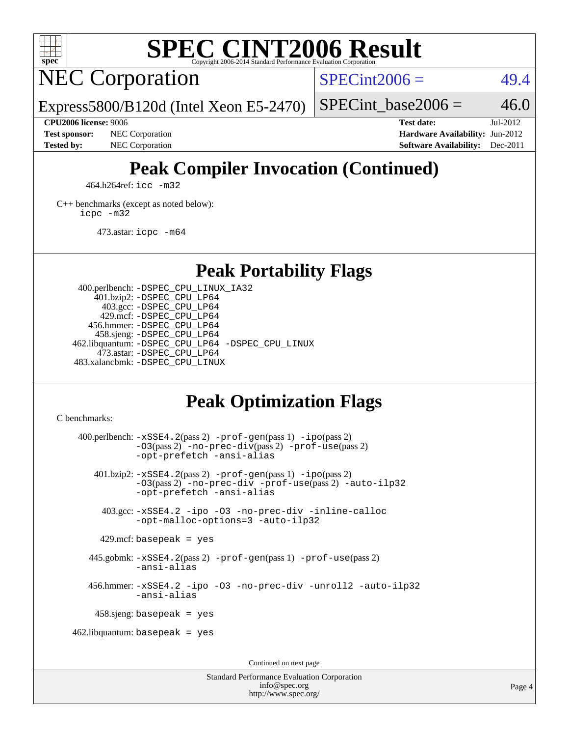# SPEC CINT2006 Result

Copyright 2006-2014 Standard Performance Evaluation Corporation

## NEC Corporation

Express5800/B120d (Intel Xeon E5-2470)

SPECint2006 = 49.4

SPECint_base2006 = 46.0

**CPU2006 license:** 9006
**Test sponsor:** NEC Corporation
**Tested by:** NEC Corporation

**Test date:** Jul-2012
**Hardware Availability:** Jun-2012
**Software Availability:** Dec-2011

## Peak Compiler Invocation (Continued)

464.h264ref: `icc -m32`

C++ benchmarks (except as noted below):
`icpc -m32`

473.astar: `icpc -m64`

## Peak Portability Flags

400.perlbench: `-DSPEC_CPU_LINUX_IA32`
401.bzip2: `-DSPEC_CPU_LP64`
403.gcc: `-DSPEC_CPU_LP64`
429.mcf: `-DSPEC_CPU_LP64`
456.hmmer: `-DSPEC_CPU_LP64`
458.sjeng: `-DSPEC_CPU_LP64`
462.libquantum: `-DSPEC_CPU_LP64 -DSPEC_CPU_LINUX`
473.astar: `-DSPEC_CPU_LP64`
483.xalancbmk: `-DSPEC_CPU_LINUX`

## Peak Optimization Flags

C benchmarks:

400.perlbench: `-xSSE4.2`(pass 2) `-prof-gen`(pass 1) `-ipo`(pass 2) `-O3`(pass 2) `-no-prec-div`(pass 2) `-prof-use`(pass 2) `-opt-prefetch -ansi-alias`

401.bzip2: `-xSSE4.2`(pass 2) `-prof-gen`(pass 1) `-ipo`(pass 2) `-O3`(pass 2) `-no-prec-div -prof-use`(pass 2) `-auto-ilp32 -opt-prefetch -ansi-alias`

403.gcc: `-xSSE4.2 -ipo -O3 -no-prec-div -inline-calloc -opt-malloc-options=3 -auto-ilp32`

429.mcf: `basepeak = yes`

445.gobmk: `-xSSE4.2`(pass 2) `-prof-gen`(pass 1) `-prof-use`(pass 2) `-ansi-alias`

456.hmmer: `-xSSE4.2 -ipo -O3 -no-prec-div -unroll2 -auto-ilp32 -ansi-alias`

458.sjeng: `basepeak = yes`

462.libquantum: `basepeak = yes`

Continued on next page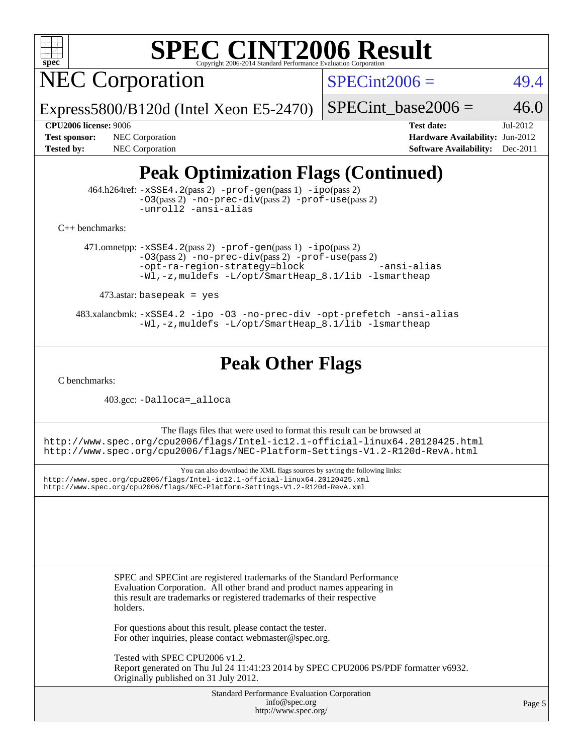# SPEC CINT2006 Result

NEC Corporation

Express5800/B120d (Intel Xeon E5-2470)

SPECint2006 = 49.4

SPECint_base2006 = 46.0

**CPU2006 license:** 9006
**Test sponsor:** NEC Corporation
**Tested by:** NEC Corporation

**Test date:** Jul-2012
**Hardware Availability:** Jun-2012
**Software Availability:** Dec-2011

## Peak Optimization Flags (Continued)

464.h264ref: -xSSE4.2(pass 2) -prof-gen(pass 1) -ipo(pass 2) -O3(pass 2) -no-prec-div(pass 2) -prof-use(pass 2) -unroll2 -ansi-alias

C++ benchmarks:

471.omnetpp: -xSSE4.2(pass 2) -prof-gen(pass 1) -ipo(pass 2) -O3(pass 2) -no-prec-div(pass 2) -prof-use(pass 2) -opt-ra-region-strategy=block -ansi-alias -Wl,-z,muldefs -L/opt/SmartHeap_8.1/lib -lsmartheap

473.astar: basepeak = yes

483.xalancbmk: -xSSE4.2 -ipo -O3 -no-prec-div -opt-prefetch -ansi-alias -Wl,-z,muldefs -L/opt/SmartHeap_8.1/lib -lsmartheap

## Peak Other Flags

C benchmarks:

403.gcc: -Dalloca=_alloca

The flags files that were used to format this result can be browsed at
http://www.spec.org/cpu2006/flags/Intel-ic12.1-official-linux64.20120425.html
http://www.spec.org/cpu2006/flags/NEC-Platform-Settings-V1.2-R120d-RevA.html

You can also download the XML flags sources by saving the following links:
http://www.spec.org/cpu2006/flags/Intel-ic12.1-official-linux64.20120425.xml
http://www.spec.org/cpu2006/flags/NEC-Platform-Settings-V1.2-R120d-RevA.xml

SPEC and SPECint are registered trademarks of the Standard Performance Evaluation Corporation. All other brand and product names appearing in this result are trademarks or registered trademarks of their respective holders.

For questions about this result, please contact the tester.
For other inquiries, please contact webmaster@spec.org.

Tested with SPEC CPU2006 v1.2.
Report generated on Thu Jul 24 11:41:23 2014 by SPEC CPU2006 PS/PDF formatter v6932.
Originally published on 31 July 2012.